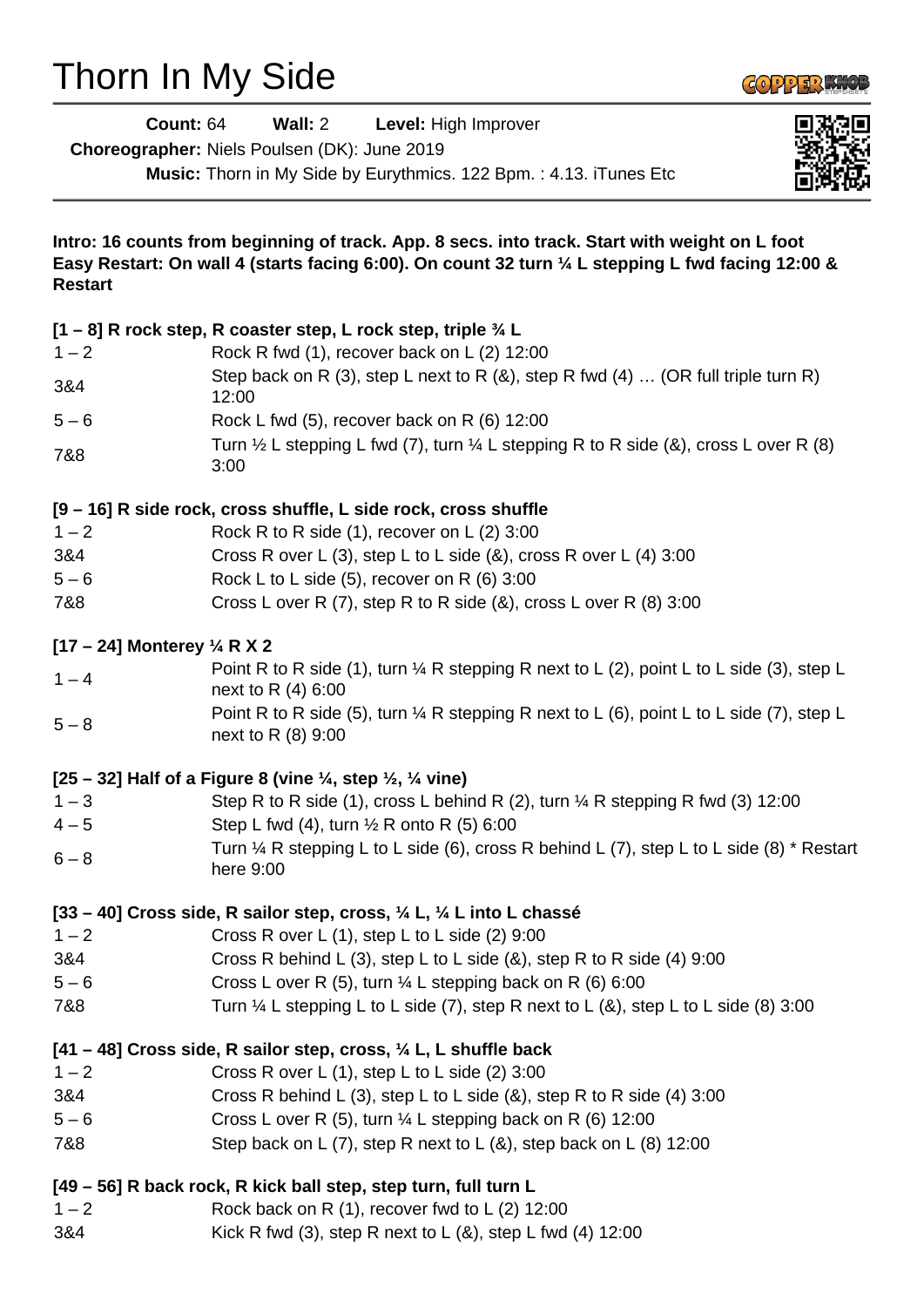# Thorn In My Side

**Count:** 64 **Wall:** 2 **Level:** High Improver

**Choreographer:** Niels Poulsen (DK): June 2019

**Music:** Thorn in My Side by Eurythmics. 122 Bpm. : 4.13. iTunes Etc

**Intro: 16 counts from beginning of track. App. 8 secs. into track. Start with weight on L foot**
**Easy Restart: On wall 4 (starts facing 6:00). On count 32 turn ¼ L stepping L fwd facing 12:00 & Restart**

**[1 – 8] R rock step, R coaster step, L rock step, triple ¾ L**

| | |
|---|---|
| 1 – 2 | Rock R fwd (1), recover back on L (2) 12:00 |
| 3&4 | Step back on R (3), step L next to R (&), step R fwd (4) … (OR full triple turn R) 12:00 |
| 5 – 6 | Rock L fwd (5), recover back on R (6) 12:00 |
| 7&8 | Turn ½ L stepping L fwd (7), turn ¼ L stepping R to R side (&), cross L over R (8) 3:00 |

**[9 – 16] R side rock, cross shuffle, L side rock, cross shuffle**

| | |
|---|---|
| 1 – 2 | Rock R to R side (1), recover on L (2) 3:00 |
| 3&4 | Cross R over L (3), step L to L side (&), cross R over L (4) 3:00 |
| 5 – 6 | Rock L to L side (5), recover on R (6) 3:00 |
| 7&8 | Cross L over R (7), step R to R side (&), cross L over R (8) 3:00 |

**[17 – 24] Monterey ¼ R X 2**

| | |
|---|---|
| 1 – 4 | Point R to R side (1), turn ¼ R stepping R next to L (2), point L to L side (3), step L next to R (4) 6:00 |
| 5 – 8 | Point R to R side (5), turn ¼ R stepping R next to L (6), point L to L side (7), step L next to R (8) 9:00 |

**[25 – 32] Half of a Figure 8 (vine ¼, step ½, ¼ vine)**

| | |
|---|---|
| 1 – 3 | Step R to R side (1), cross L behind R (2), turn ¼ R stepping R fwd (3) 12:00 |
| 4 – 5 | Step L fwd (4), turn ½ R onto R (5) 6:00 |
| 6 – 8 | Turn ¼ R stepping L to L side (6), cross R behind L (7), step L to L side (8) * Restart here 9:00 |

**[33 – 40] Cross side, R sailor step, cross, ¼ L, ¼ L into L chassé**

| | |
|---|---|
| 1 – 2 | Cross R over L (1), step L to L side (2) 9:00 |
| 3&4 | Cross R behind L (3), step L to L side (&), step R to R side (4) 9:00 |
| 5 – 6 | Cross L over R (5), turn ¼ L stepping back on R (6) 6:00 |
| 7&8 | Turn ¼ L stepping L to L side (7), step R next to L (&), step L to L side (8) 3:00 |

**[41 – 48] Cross side, R sailor step, cross, ¼ L, L shuffle back**

| | |
|---|---|
| 1 – 2 | Cross R over L (1), step L to L side (2) 3:00 |
| 3&4 | Cross R behind L (3), step L to L side (&), step R to R side (4) 3:00 |
| 5 – 6 | Cross L over R (5), turn ¼ L stepping back on R (6) 12:00 |
| 7&8 | Step back on L (7), step R next to L (&), step back on L (8) 12:00 |

**[49 – 56] R back rock, R kick ball step, step turn, full turn L**

| | |
|---|---|
| 1 – 2 | Rock back on R (1), recover fwd to L (2) 12:00 |
| 3&4 | Kick R fwd (3), step R next to L (&), step L fwd (4) 12:00 |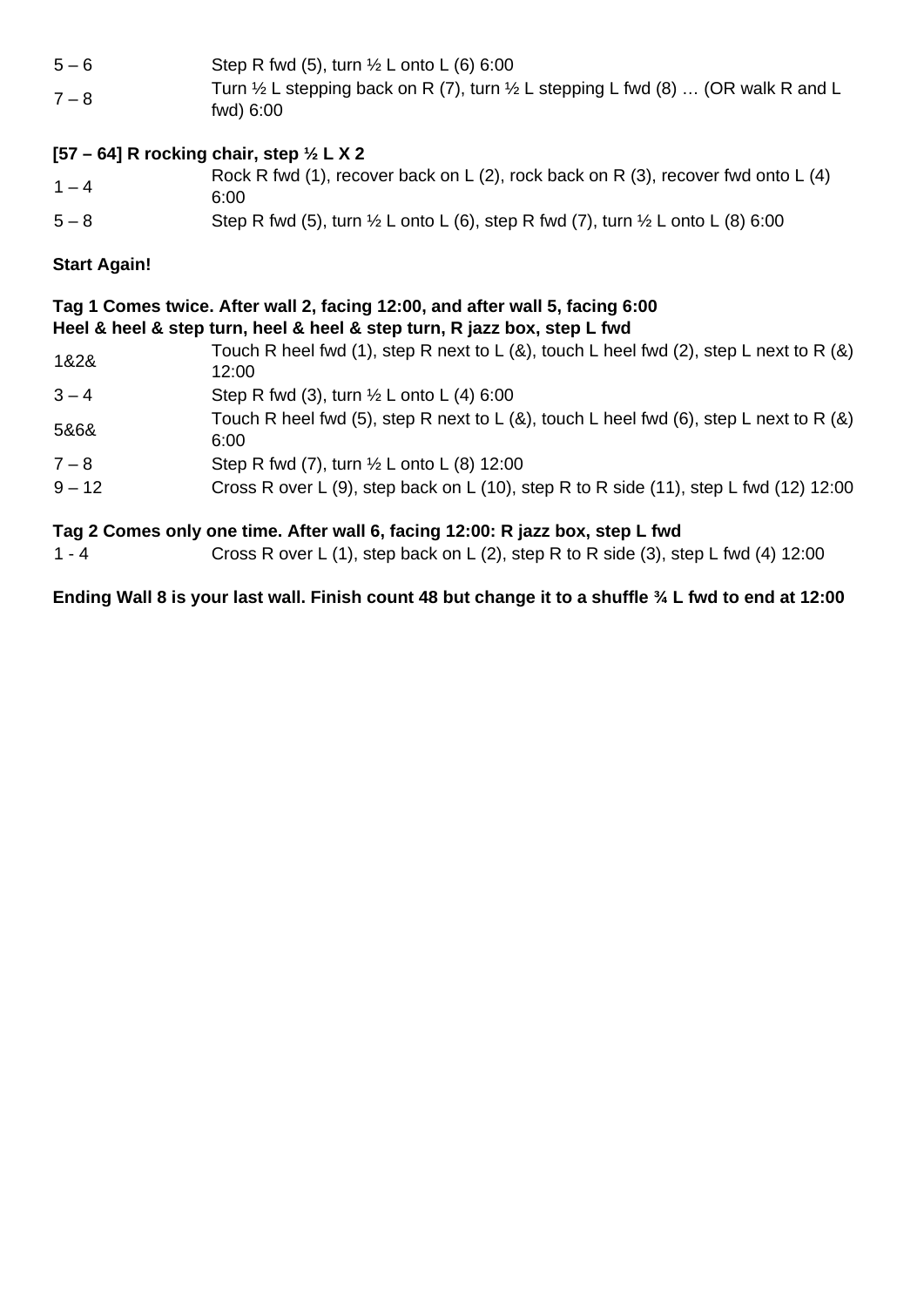| | |
|---|---|
| 5 – 6 | Step R fwd (5), turn ½ L onto L (6) 6:00 |
| 7 – 8 | Turn ½ L stepping back on R (7), turn ½ L stepping L fwd (8) … (OR walk R and L fwd) 6:00 |

**[57 – 64] R rocking chair, step ½ L X 2**

| | |
|---|---|
| 1 – 4 | Rock R fwd (1), recover back on L (2), rock back on R (3), recover fwd onto L (4) 6:00 |
| 5 – 8 | Step R fwd (5), turn ½ L onto L (6), step R fwd (7), turn ½ L onto L (8) 6:00 |

**Start Again!**

**Tag 1 Comes twice. After wall 2, facing 12:00, and after wall 5, facing 6:00**
**Heel & heel & step turn, heel & heel & step turn, R jazz box, step L fwd**

| | |
|---|---|
| 1&2& | Touch R heel fwd (1), step R next to L (&), touch L heel fwd (2), step L next to R (&) 12:00 |
| 3 – 4 | Step R fwd (3), turn ½ L onto L (4) 6:00 |
| 5&6& | Touch R heel fwd (5), step R next to L (&), touch L heel fwd (6), step L next to R (&) 6:00 |
| 7 – 8 | Step R fwd (7), turn ½ L onto L (8) 12:00 |
| 9 – 12 | Cross R over L (9), step back on L (10), step R to side (11), step L fwd (12) 12:00 |

**Tag 2 Comes only one time. After wall 6, facing 12:00: R jazz box, step L fwd**

| | |
|---|---|
| 1 - 4 | Cross R over L (1), step back on L (2), step R to R side (3), step L fwd (4) 12:00 |

**Ending Wall 8 is your last wall. Finish count 48 but change it to a shuffle ¾ L fwd to end at 12:00**